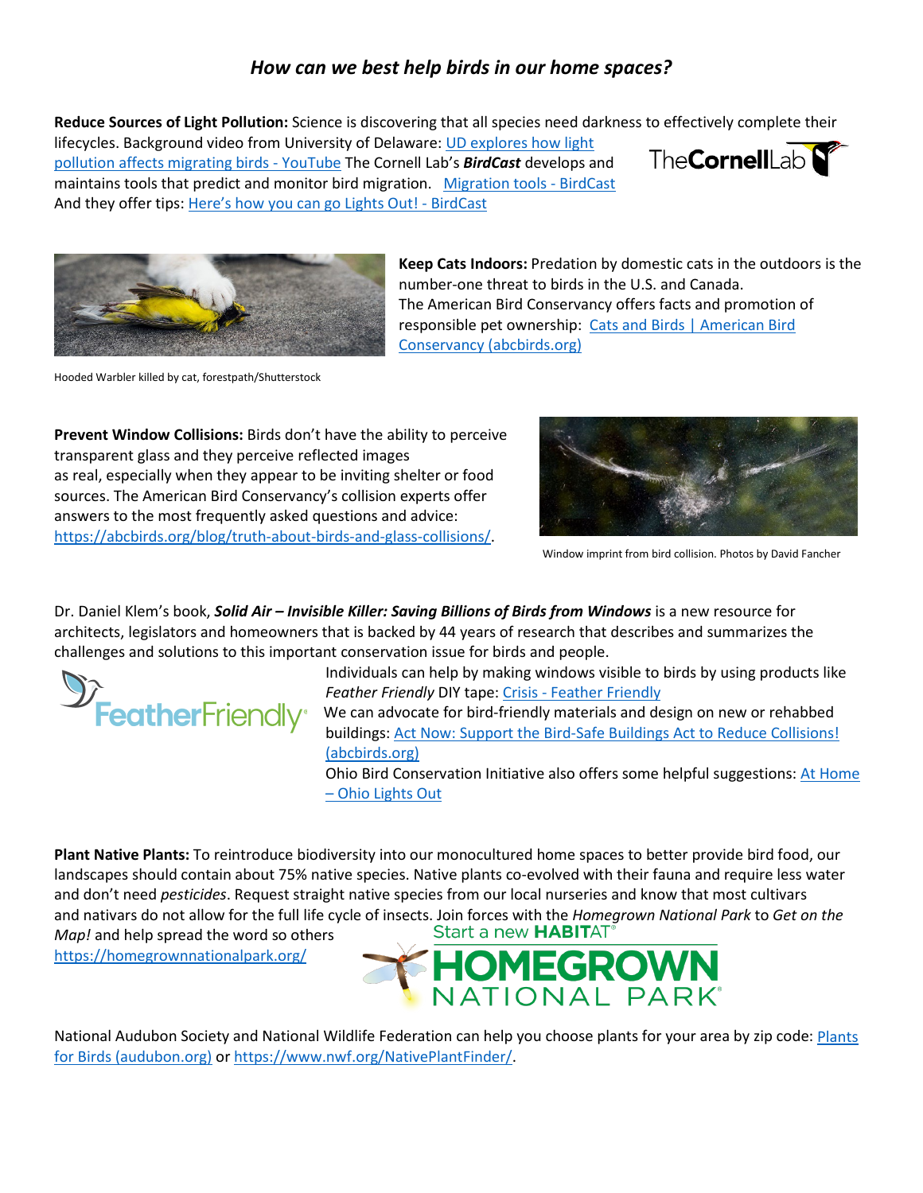## *How can we best help birds in our home spaces?*

**Reduce Sources of Light Pollution:** Science is discovering that all species need darkness to effectively complete their lifecycles. Background video from University of Delaware: UD explores how light pollution affects migrating birds - YouTube The Cornell Lab's ***BirdCast*** develops and maintains tools that predict and monitor bird migration. Migration tools - BirdCast And they offer tips: Here's how you can go Lights Out! - BirdCast

**Keep Cats Indoors:** Predation by domestic cats in the outdoors is the number-one threat to birds in the U.S. and Canada. The American Bird Conservancy offers facts and promotion of responsible pet ownership: Cats and Birds | American Bird Conservancy (abcbirds.org)

Hooded Warbler killed by cat, forestpath/Shutterstock

**Prevent Window Collisions:** Birds don't have the ability to perceive transparent glass and they perceive reflected images as real, especially when they appear to be inviting shelter or food sources. The American Bird Conservancy's collision experts offer answers to the most frequently asked questions and advice: https://abcbirds.org/blog/truth-about-birds-and-glass-collisions/.

Window imprint from bird collision. Photos by David Fancher

Dr. Daniel Klem's book, ***Solid Air – Invisible Killer: Saving Billions of Birds from Windows*** is a new resource for architects, legislators and homeowners that is backed by 44 years of research that describes and summarizes the challenges and solutions to this important conservation issue for birds and people.

Individuals can help by making windows visible to birds by using products like *Feather Friendly* DIY tape: Crisis - Feather Friendly

We can advocate for bird-friendly materials and design on new or rehabbed buildings: Act Now: Support the Bird-Safe Buildings Act to Reduce Collisions! (abcbirds.org)

Ohio Bird Conservation Initiative also offers some helpful suggestions: At Home – Ohio Lights Out

**Plant Native Plants:** To reintroduce biodiversity into our monocultured home spaces to better provide bird food, our landscapes should contain about 75% native species. Native plants co-evolved with their fauna and require less water and don't need *pesticides*. Request straight native species from our local nurseries and know that most cultivars and nativars do not allow for the full life cycle of insects. Join forces with the *Homegrown National Park* to *Get on the Map!* and help spread the word so others https://homegrownnationalpark.org/

National Audubon Society and National Wildlife Federation can help you choose plants for your area by zip code: Plants for Birds (audubon.org) or https://www.nwf.org/NativePlantFinder/.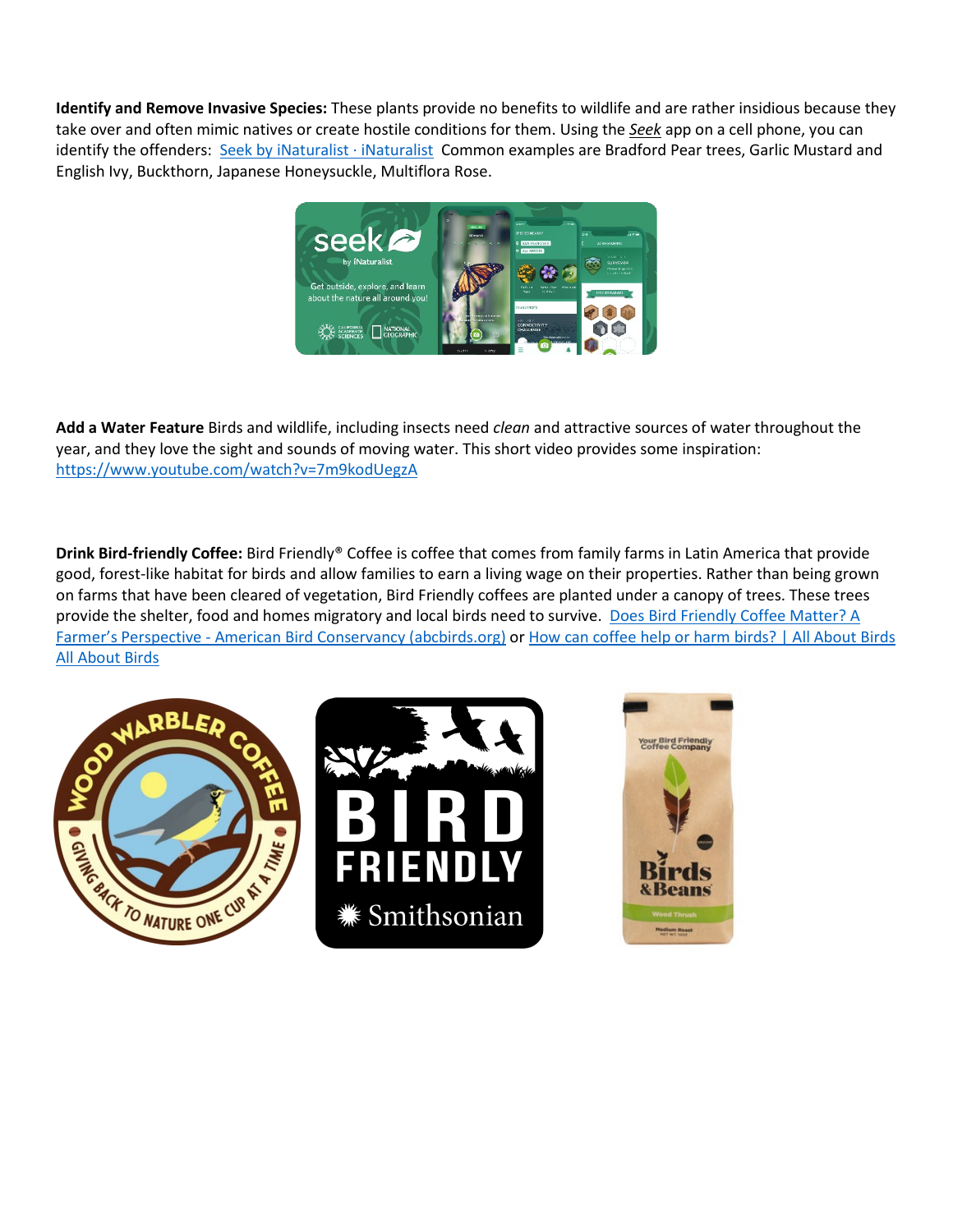**Identify and Remove Invasive Species:** These plants provide no benefits to wildlife and are rather insidious because they take over and often mimic natives or create hostile conditions for them. Using the ***Seek*** app on a cell phone, you can identify the offenders: [Seek by iNaturalist · iNaturalist]() Common examples are Bradford Pear trees, Garlic Mustard and English Ivy, Buckthorn, Japanese Honeysuckle, Multiflora Rose.

**Add a Water Feature** Birds and wildlife, including insects need *clean* and attractive sources of water throughout the year, and they love the sight and sounds of moving water. This short video provides some inspiration: https://www.youtube.com/watch?v=7m9kodUegzA

**Drink Bird-friendly Coffee:** Bird Friendly® Coffee is coffee that comes from family farms in Latin America that provide good, forest-like habitat for birds and allow families to earn a living wage on their properties. Rather than being grown on farms that have been cleared of vegetation, Bird Friendly coffees are planted under a canopy of trees. These trees provide the shelter, food and homes migratory and local birds need to survive. [Does Bird Friendly Coffee Matter? A Farmer's Perspective - American Bird Conservancy (abcbirds.org)]() or [How can coffee help or harm birds? | All About Birds All About Birds]()